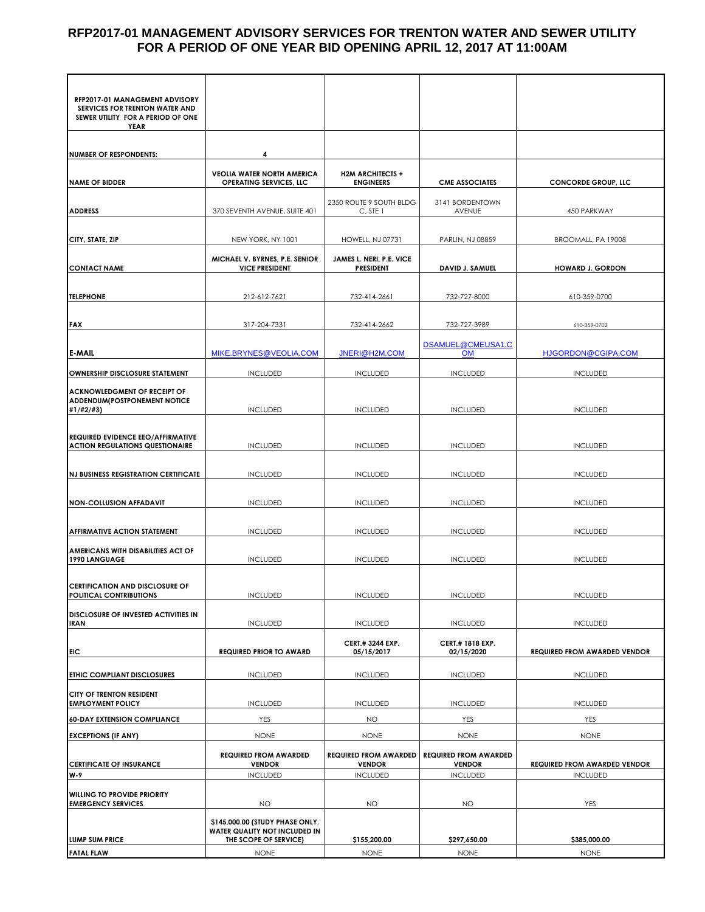# RFP2017-01 MANAGEMENT ADVISORY SERVICES FOR TRENTON WATER AND SEWER UTILITY FOR A PERIOD OF ONE YEAR BID OPENING APRIL 12, 2017 AT 11:00AM

| RFP2017-01 MANAGEMENT ADVISORY SERVICES FOR TRENTON WATER AND SEWER UTILITY FOR A PERIOD OF ONE YEAR | | | | |
|---|---|---|---|---|
| **NUMBER OF RESPONDENTS:** | **4** | | | |
| **NAME OF BIDDER** | **VEOLIA WATER NORTH AMERICA OPERATING SERVICES, LLC** | **H2M ARCHITECTS + ENGINEERS** | **CME ASSOCIATES** | **CONCORDE GROUP, LLC** |
| **ADDRESS** | 370 SEVENTH AVENUE, SUITE 401 | 2350 ROUTE 9 SOUTH BLDG C, STE 1 | 3141 BORDENTOWN AVENUE | 450 PARKWAY |
| **CITY, STATE, ZIP** | NEW YORK, NY 1001 | HOWELL, NJ 07731 | PARLIN, NJ 08859 | BROOMALL, PA 19008 |
| **CONTACT NAME** | **MICHAEL V. BYRNES, P.E. SENIOR VICE PRESIDENT** | **JAMES L. NERI, P.E. VICE PRESIDENT** | **DAVID J. SAMUEL** | **HOWARD J. GORDON** |
| **TELEPHONE** | 212-612-7621 | 732-414-2661 | 732-727-8000 | 610-359-0700 |
| **FAX** | 317-204-7331 | 732-414-2662 | 732-727-3989 | 610-359-0702 |
| **E-MAIL** | MIKE.BRYNES@VEOLIA.COM | JNERI@H2M.COM | DSAMUEL@CMEUSA1.COM | HJGORDON@CGIPA.COM |
| **OWNERSHIP DISCLOSURE STATEMENT** | INCLUDED | INCLUDED | INCLUDED | INCLUDED |
| **ACKNOWLEDGMENT OF RECEIPT OF ADDENDUM(POSTPONEMENT NOTICE #1/#2/#3)** | INCLUDED | INCLUDED | INCLUDED | INCLUDED |
| **REQUIRED EVIDENCE EEO/AFFIRMATIVE ACTION REGULATIONS QUESTIONAIRE** | INCLUDED | INCLUDED | INCLUDED | INCLUDED |
| **NJ BUSINESS REGISTRATION CERTIFICATE** | INCLUDED | INCLUDED | INCLUDED | INCLUDED |
| **NON-COLLUSION AFFADAVIT** | INCLUDED | INCLUDED | INCLUDED | INCLUDED |
| **AFFIRMATIVE ACTION STATEMENT** | INCLUDED | INCLUDED | INCLUDED | INCLUDED |
| **AMERICANS WITH DISABILITIES ACT OF 1990 LANGUAGE** | INCLUDED | INCLUDED | INCLUDED | INCLUDED |
| **CERTIFICATION AND DISCLOSURE OF POLITICAL CONTRIBUTIONS** | INCLUDED | INCLUDED | INCLUDED | INCLUDED |
| **DISCLOSURE OF INVESTED ACTIVITIES IN IRAN** | INCLUDED | INCLUDED | INCLUDED | INCLUDED |
| **EIC** | **REQUIRED PRIOR TO AWARD** | **CERT.# 3244 EXP. 05/15/2017** | **CERT.# 1818 EXP. 02/15/2020** | **REQUIRED FROM AWARDED VENDOR** |
| **ETHIC COMPLIANT DISCLOSURES** | INCLUDED | INCLUDED | INCLUDED | INCLUDED |
| **CITY OF TRENTON RESIDENT EMPLOYMENT POLICY** | INCLUDED | INCLUDED | INCLUDED | INCLUDED |
| **60-DAY EXTENSION COMPLIANCE** | YES | NO | YES | YES |
| **EXCEPTIONS (IF ANY)** | NONE | NONE | NONE | NONE |
| **CERTIFICATE OF INSURANCE** | **REQUIRED FROM AWARDED VENDOR** | **REQUIRED FROM AWARDED VENDOR** | **REQUIRED FROM AWARDED VENDOR** | **REQUIRED FROM AWARDED VENDOR** |
| **W-9** | INCLUDED | INCLUDED | INCLUDED | INCLUDED |
| **WILLING TO PROVIDE PRIORITY EMERGENCY SERVICES** | NO | NO | NO | YES |
| **LUMP SUM PRICE** | **$145,000.00 (STUDY PHASE ONLY. WATER QUALITY NOT INCLUDED IN THE SCOPE OF SERVICE)** | **$155,200.00** | **$297,650.00** | **$385,000.00** |
| **FATAL FLAW** | NONE | NONE | NONE | NONE |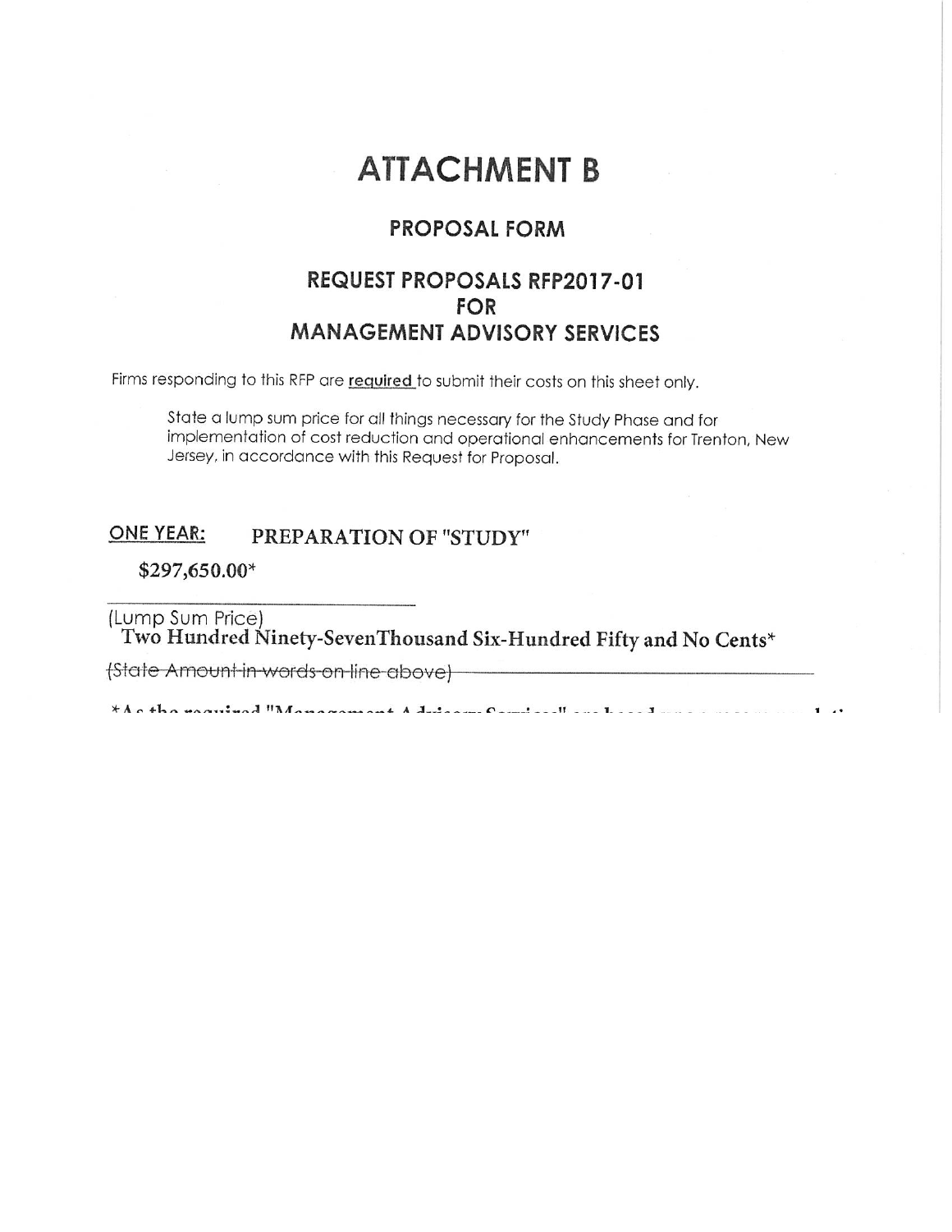# ATTACHMENT B

## PROPOSAL FORM

## REQUEST PROPOSALS RFP2017-01 FOR MANAGEMENT ADVISORY SERVICES

Firms responding to this RFP are <u>required</u> to submit their costs on this sheet only.

State a lump sum price for all things necessary for the Study Phase and for implementation of cost reduction and operational enhancements for Trenton, New Jersey, in accordance with this Request for Proposal.

**<u>ONE YEAR:</u>** PREPARATION OF "STUDY"

**$297,650.00***

(Lump Sum Price)

**Two Hundred Ninety-SevenThousand Six-Hundred Fifty and No Cents***

~~(State Amount in words on line above)~~

*As the required "Management Advisory Services" are based ...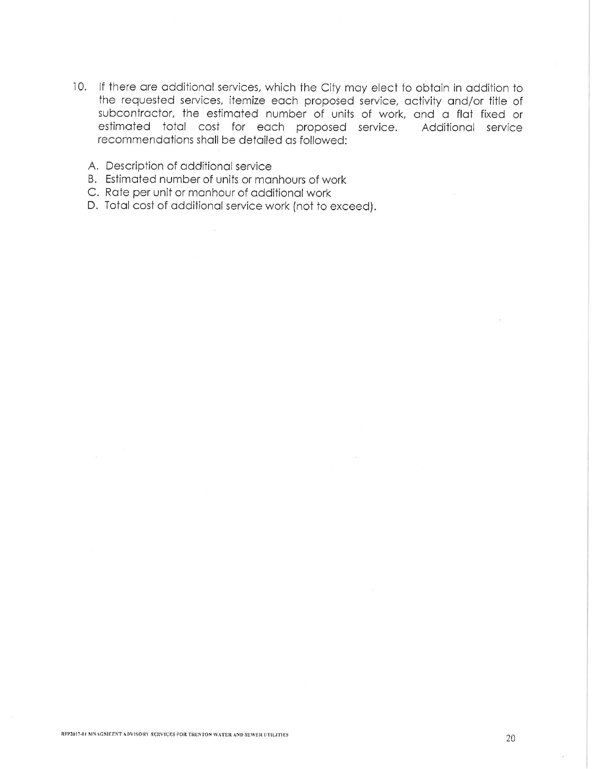10. If there are additional services, which the City may elect to obtain in addition to the requested services, itemize each proposed service, activity and/or title of subcontractor, the estimated number of units of work, and a flat fixed or estimated total cost for each proposed service. Additional service recommendations shall be detailed as followed:

    A. Description of additional service
    B. Estimated number of units or manhours of work
    C. Rate per unit or manhour of additional work
    D. Total cost of additional service work (not to exceed).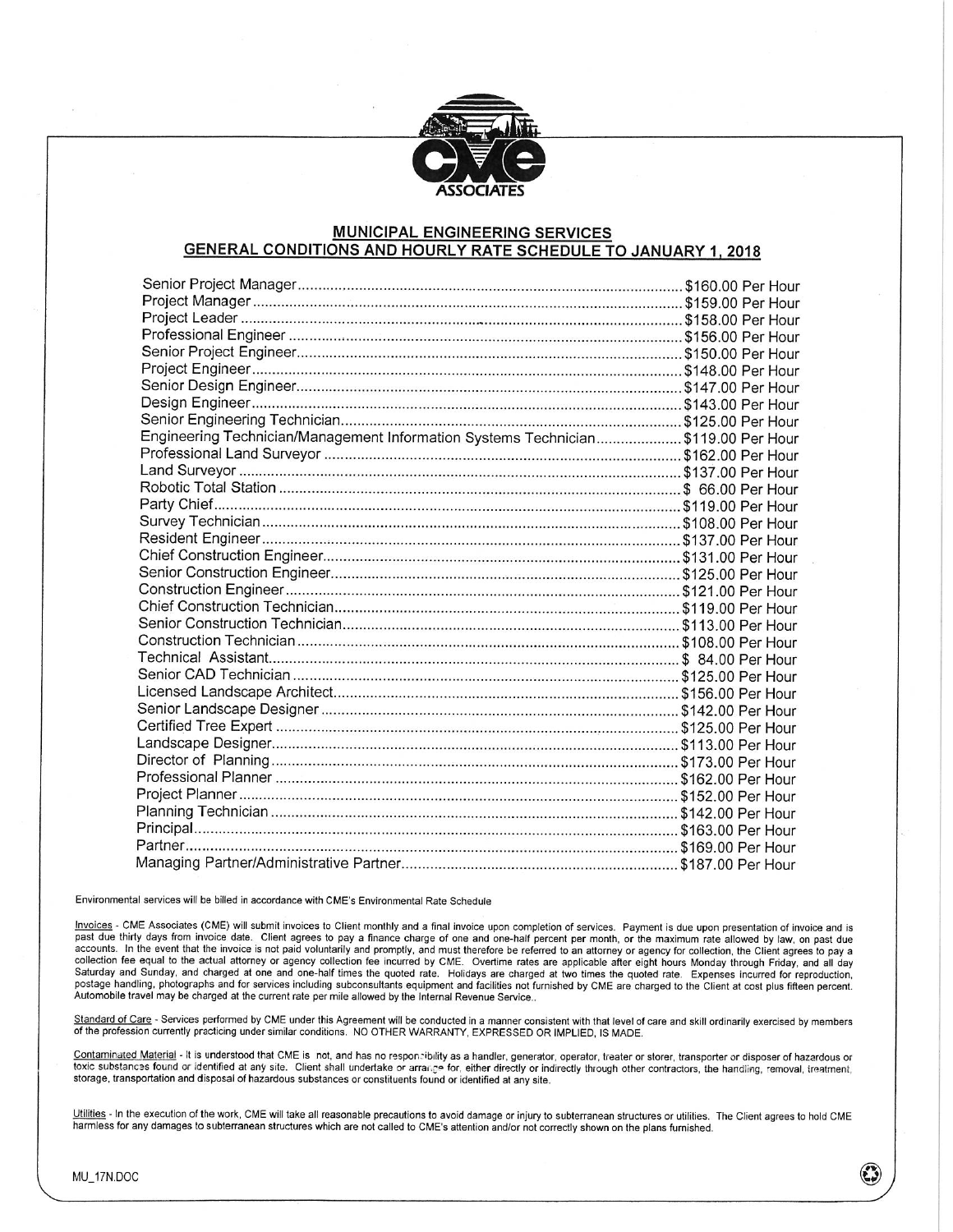CME ASSOCIATES

## MUNICIPAL ENGINEERING SERVICES
## GENERAL CONDITIONS AND HOURLY RATE SCHEDULE TO JANUARY 1, 2018

| Position | Rate |
|---|---|
| Senior Project Manager | $160.00 Per Hour |
| Project Manager | $159.00 Per Hour |
| Project Leader | $158.00 Per Hour |
| Professional Engineer | $156.00 Per Hour |
| Senior Project Engineer | $150.00 Per Hour |
| Project Engineer | $148.00 Per Hour |
| Senior Design Engineer | $147.00 Per Hour |
| Design Engineer | $143.00 Per Hour |
| Senior Engineering Technician | $125.00 Per Hour |
| Engineering Technician/Management Information Systems Technician | $119.00 Per Hour |
| Professional Land Surveyor | $162.00 Per Hour |
| Land Surveyor | $137.00 Per Hour |
| Robotic Total Station | $ 66.00 Per Hour |
| Party Chief | $119.00 Per Hour |
| Survey Technician | $108.00 Per Hour |
| Resident Engineer | $137.00 Per Hour |
| Chief Construction Engineer | $131.00 Per Hour |
| Senior Construction Engineer | $125.00 Per Hour |
| Construction Engineer | $121.00 Per Hour |
| Chief Construction Technician | $119.00 Per Hour |
| Senior Construction Technician | $113.00 Per Hour |
| Construction Technician | $108.00 Per Hour |
| Technical Assistant | $ 84.00 Per Hour |
| Senior CAD Technician | $125.00 Per Hour |
| Licensed Landscape Architect | $156.00 Per Hour |
| Senior Landscape Designer | $142.00 Per Hour |
| Certified Tree Expert | $125.00 Per Hour |
| Landscape Designer | $113.00 Per Hour |
| Director of Planning | $173.00 Per Hour |
| Professional Planner | $162.00 Per Hour |
| Project Planner | $152.00 Per Hour |
| Planning Technician | $142.00 Per Hour |
| Principal | $163.00 Per Hour |
| Partner | $169.00 Per Hour |
| Managing Partner/Administrative Partner | $187.00 Per Hour |

Environmental services will be billed in accordance with CME's Environmental Rate Schedule

Invoices - CME Associates (CME) will submit invoices to Client monthly and a final invoice upon completion of services. Payment is due upon presentation of invoice and is past due thirty days from invoice date. Client agrees to pay a finance charge of one and one-half percent per month, or the maximum rate allowed by law, on past due accounts. In the event that the invoice is not paid voluntarily and promptly, and must therefore be referred to an attorney or agency for collection, the Client agrees to pay a collection fee equal to the actual attorney or agency collection fee incurred by CME. Overtime rates are applicable after eight hours Monday through Friday, and all day Saturday and Sunday, and charged at one and one-half times the quoted rate. Holidays are charged at two times the quoted rate. Expenses incurred for reproduction, postage handling, photographs and for services including subconsultants equipment and facilities not furnished by CME are charged to the Client at cost plus fifteen percent. Automobile travel may be charged at the current rate per mile allowed by the Internal Revenue Service..

Standard of Care - Services performed by CME under this Agreement will be conducted in a manner consistent with that level of care and skill ordinarily exercised by members of the profession currently practicing under similar conditions. NO OTHER WARRANTY, EXPRESSED OR IMPLIED, IS MADE.

Contaminated Material - It is understood that CME is not, and has no responsibility as a handler, generator, operator, treater or storer, transporter or disposer of hazardous or toxic substances found or identified at any site. Client shall undertake or arrange for, either directly or indirectly through other contractors, the handling, removal, treatment, storage, transportation and disposal of hazardous substances or constituents found or identified at any site.

Utilities - In the execution of the work, CME will take all reasonable precautions to avoid damage or injury to subterranean structures or utilities. The Client agrees to hold CME harmless for any damages to subterranean structures which are not called to CME's attention and/or not correctly shown on the plans furnished.

MU_17N.DOC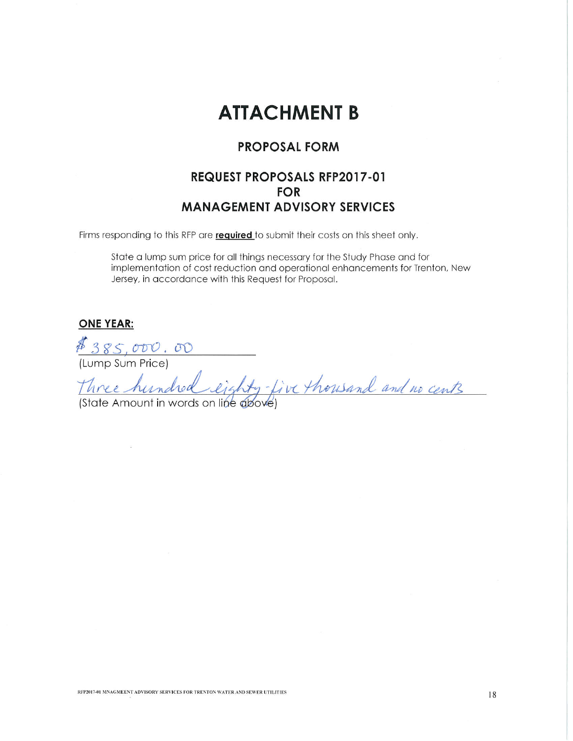# ATTACHMENT B

## PROPOSAL FORM

### REQUEST PROPOSALS RFP2017-01 FOR MANAGEMENT ADVISORY SERVICES

Firms responding to this RFP are **required** to submit their costs on this sheet only.

State a lump sum price for all things necessary for the Study Phase and for implementation of cost reduction and operational enhancements for Trenton, New Jersey, in accordance with this Request for Proposal.

**ONE YEAR:**

$385,000.00

(Lump Sum Price)

Three hundred eighty-five thousand and no cents

(State Amount in words on line above)